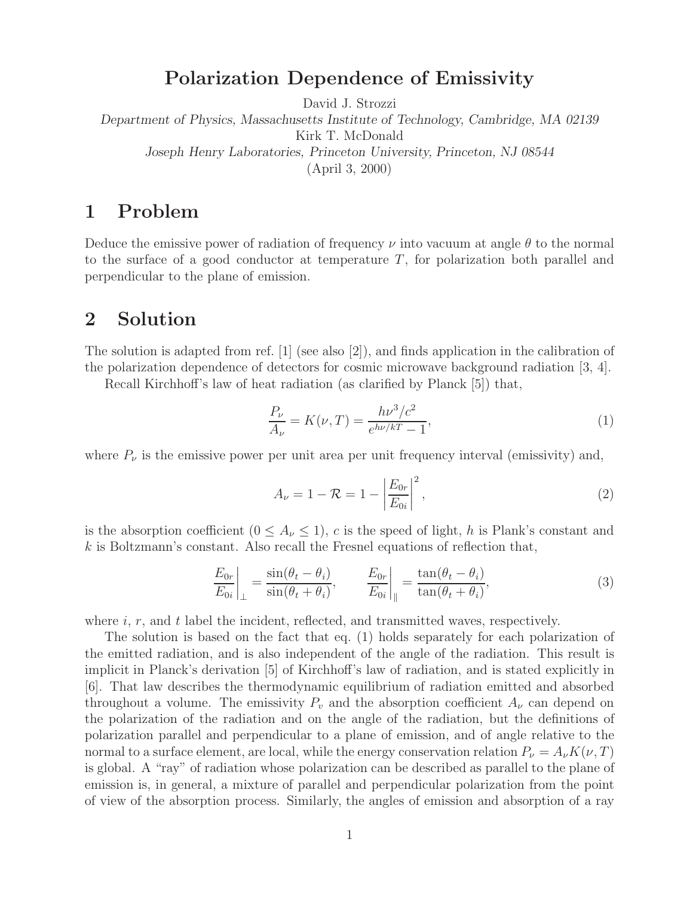# Polarization Dependence of Emissivity

David J. Strozzi

*Department of Physics, Massachusetts Institute of Technology, Cambridge, MA 02139*

Kirk T. McDonald

*Joseph Henry Laboratories, Princeton University, Princeton, NJ 08544*

(April 3, 2000)

## 1 Problem

Deduce the emissive power of radiation of frequency $\nu$ into vacuum at angle $\theta$ to the normal to the surface of a good conductor at temperature $T$, for polarization both parallel and perpendicular to the plane of emission.

## 2 Solution

The solution is adapted from ref. [1] (see also [2]), and finds application in the calibration of the polarization dependence of detectors for cosmic microwave background radiation [3, 4].

Recall Kirchhoff's law of heat radiation (as clarified by Planck [5]) that,

$$\frac{P_\nu}{A_\nu} = K(\nu, T) = \frac{h\nu^3/c^2}{e^{h\nu/kT} - 1}, \tag{1}$$

where $P_\nu$ is the emissive power per unit area per unit frequency interval (emissivity) and,

$$A_\nu = 1 - \mathcal{R} = 1 - \left| \frac{E_{0r}}{E_{0i}} \right|^2, \tag{2}$$

is the absorption coefficient ($0 \le A_\nu \le 1$), $c$ is the speed of light, $h$ is Plank's constant and $k$ is Boltzmann's constant. Also recall the Fresnel equations of reflection that,

$$\left. \frac{E_{0r}}{E_{0i}} \right|_\perp = \frac{\sin(\theta_t - \theta_i)}{\sin(\theta_t + \theta_i)}, \qquad \left. \frac{E_{0r}}{E_{0i}} \right|_\parallel = \frac{\tan(\theta_t - \theta_i)}{\tan(\theta_t + \theta_i)}, \tag{3}$$

where $i$, $r$, and $t$ label the incident, reflected, and transmitted waves, respectively.

The solution is based on the fact that eq. (1) holds separately for each polarization of the emitted radiation, and is also independent of the angle of the radiation. This result is implicit in Planck's derivation [5] of Kirchhoff's law of radiation, and is stated explicitly in [6]. That law describes the thermodynamic equilibrium of radiation emitted and absorbed throughout a volume. The emissivity $P_v$ and the absorption coefficient $A_\nu$ can depend on the polarization of the radiation and on the angle of the radiation, but the definitions of polarization parallel and perpendicular to a plane of emission, and of angle relative to the normal to a surface element, are local, while the energy conservation relation $P_\nu = A_\nu K(\nu, T)$ is global. A "ray" of radiation whose polarization can be described as parallel to the plane of emission is, in general, a mixture of parallel and perpendicular polarization from the point of view of the absorption process. Similarly, the angles of emission and absorption of a ray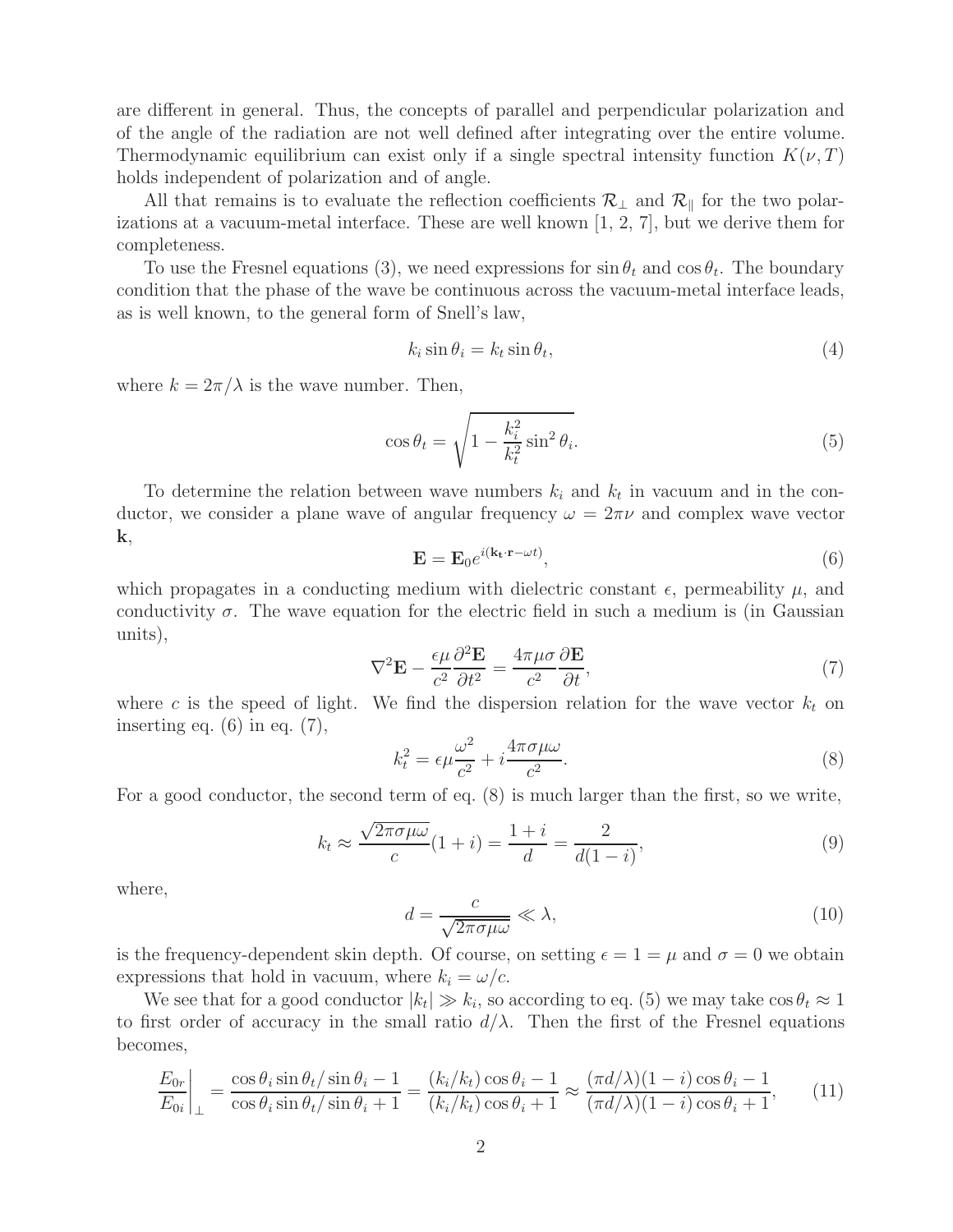are different in general. Thus, the concepts of parallel and perpendicular polarization and of the angle of the radiation are not well defined after integrating over the entire volume. Thermodynamic equilibrium can exist only if a single spectral intensity function $K(\nu, T)$ holds independent of polarization and of angle.

All that remains is to evaluate the reflection coefficients $\mathcal{R}_\perp$ and $\mathcal{R}_\parallel$ for the two polarizations at a vacuum-metal interface. These are well known [1, 2, 7], but we derive them for completeness.

To use the Fresnel equations (3), we need expressions for $\sin\theta_t$ and $\cos\theta_t$. The boundary condition that the phase of the wave be continuous across the vacuum-metal interface leads, as is well known, to the general form of Snell's law,

$$k_i \sin\theta_i = k_t \sin\theta_t, \tag{4}$$

where $k = 2\pi/\lambda$ is the wave number. Then,

$$\cos\theta_t = \sqrt{1 - \frac{k_i^2}{k_t^2}\sin^2\theta_i}. \tag{5}$$

To determine the relation between wave numbers $k_i$ and $k_t$ in vacuum and in the conductor, we consider a plane wave of angular frequency $\omega = 2\pi\nu$ and complex wave vector $\mathbf{k}$,

$$\mathbf{E} = \mathbf{E}_0 e^{i(\mathbf{k_t}\cdot\mathbf{r} - \omega t)}, \tag{6}$$

which propagates in a conducting medium with dielectric constant $\epsilon$, permeability $\mu$, and conductivity $\sigma$. The wave equation for the electric field in such a medium is (in Gaussian units),

$$\nabla^2\mathbf{E} - \frac{\epsilon\mu}{c^2}\frac{\partial^2\mathbf{E}}{\partial t^2} = \frac{4\pi\mu\sigma}{c^2}\frac{\partial\mathbf{E}}{\partial t}, \tag{7}$$

where $c$ is the speed of light. We find the dispersion relation for the wave vector $k_t$ on inserting eq. (6) in eq. (7),

$$k_t^2 = \epsilon\mu\frac{\omega^2}{c^2} + i\frac{4\pi\sigma\mu\omega}{c^2}. \tag{8}$$

For a good conductor, the second term of eq. (8) is much larger than the first, so we write,

$$k_t \approx \frac{\sqrt{2\pi\sigma\mu\omega}}{c}(1+i) = \frac{1+i}{d} = \frac{2}{d(1-i)}, \tag{9}$$

where,

$$d = \frac{c}{\sqrt{2\pi\sigma\mu\omega}} \ll \lambda, \tag{10}$$

is the frequency-dependent skin depth. Of course, on setting $\epsilon = 1 = \mu$ and $\sigma = 0$ we obtain expressions that hold in vacuum, where $k_i = \omega/c$.

We see that for a good conductor $|k_t| \gg k_i$, so according to eq. (5) we may take $\cos\theta_t \approx 1$ to first order of accuracy in the small ratio $d/\lambda$. Then the first of the Fresnel equations becomes,

$$\left.\frac{E_{0r}}{E_{0i}}\right|_\perp = \frac{\cos\theta_i \sin\theta_t/\sin\theta_i - 1}{\cos\theta_i \sin\theta_t/\sin\theta_i + 1} = \frac{(k_i/k_t)\cos\theta_i - 1}{(k_i/k_t)\cos\theta_i + 1} \approx \frac{(\pi d/\lambda)(1-i)\cos\theta_i - 1}{(\pi d/\lambda)(1-i)\cos\theta_i + 1}, \tag{11}$$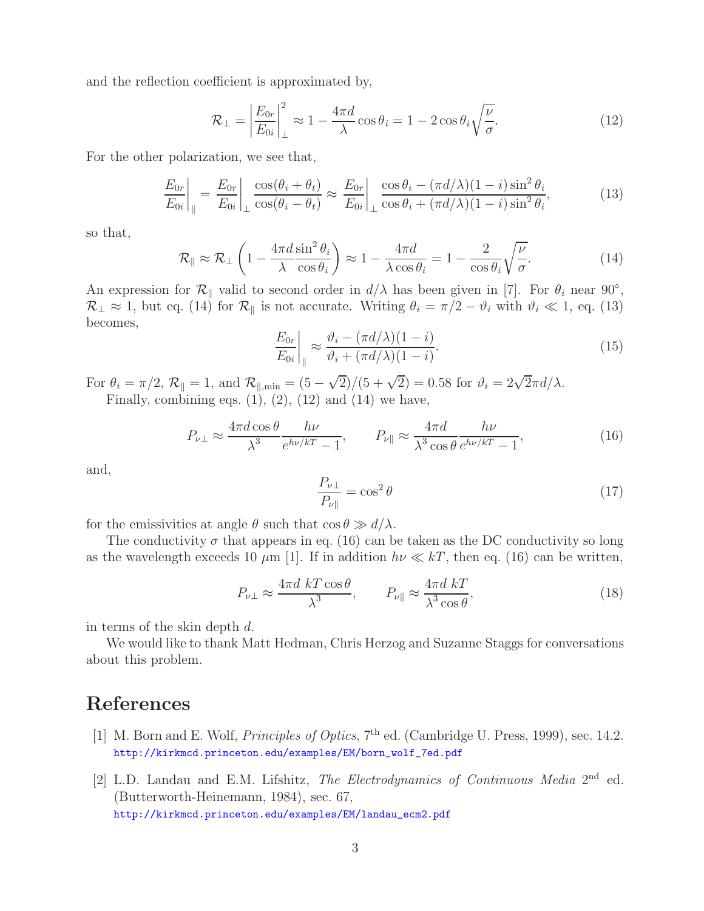and the reflection coefficient is approximated by,

$$\mathcal{R}_\perp = \left|\frac{E_{0r}}{E_{0i}}\right|^2_\perp \approx 1 - \frac{4\pi d}{\lambda}\cos\theta_i = 1 - 2\cos\theta_i\sqrt{\frac{\nu}{\sigma}}. \tag{12}$$

For the other polarization, we see that,

$$\left.\frac{E_{0r}}{E_{0i}}\right|_\parallel = \left.\frac{E_{0r}}{E_{0i}}\right|_\perp \frac{\cos(\theta_i+\theta_t)}{\cos(\theta_i-\theta_t)} \approx \left.\frac{E_{0r}}{E_{0i}}\right|_\perp \frac{\cos\theta_i - (\pi d/\lambda)(1-i)\sin^2\theta_i}{\cos\theta_i + (\pi d/\lambda)(1-i)\sin^2\theta_i}, \tag{13}$$

so that,

$$\mathcal{R}_\parallel \approx \mathcal{R}_\perp\left(1 - \frac{4\pi d}{\lambda}\frac{\sin^2\theta_i}{\cos\theta_i}\right) \approx 1 - \frac{4\pi d}{\lambda\cos\theta_i} = 1 - \frac{2}{\cos\theta_i}\sqrt{\frac{\nu}{\sigma}}. \tag{14}$$

An expression for $\mathcal{R}_\parallel$ valid to second order in $d/\lambda$ has been given in [7]. For $\theta_i$ near 90°, $\mathcal{R}_\perp \approx 1$, but eq. (14) for $\mathcal{R}_\parallel$ is not accurate. Writing $\theta_i = \pi/2 - \vartheta_i$ with $\vartheta_i \ll 1$, eq. (13) becomes,

$$\left.\frac{E_{0r}}{E_{0i}}\right|_\parallel \approx \frac{\vartheta_i - (\pi d/\lambda)(1-i)}{\vartheta_i + (\pi d/\lambda)(1-i)}. \tag{15}$$

For $\theta_i = \pi/2$, $\mathcal{R}_\parallel = 1$, and $\mathcal{R}_{\parallel,\mathrm{min}} = (5-\sqrt{2})/(5+\sqrt{2}) = 0.58$ for $\vartheta_i = 2\sqrt{2}\pi d/\lambda$.

Finally, combining eqs. (1), (2), (12) and (14) we have,

$$P_{\nu\perp} \approx \frac{4\pi d\cos\theta}{\lambda^3}\frac{h\nu}{e^{h\nu/kT}-1}, \qquad P_{\nu\parallel} \approx \frac{4\pi d}{\lambda^3\cos\theta}\frac{h\nu}{e^{h\nu/kT}-1}, \tag{16}$$

and,

$$\frac{P_{\nu\perp}}{P_{\nu\parallel}} = \cos^2\theta \tag{17}$$

for the emissivities at angle $\theta$ such that $\cos\theta \gg d/\lambda$.

The conductivity $\sigma$ that appears in eq. (16) can be taken as the DC conductivity so long as the wavelength exceeds 10 $\mu$m [1]. If in addition $h\nu \ll kT$, then eq. (16) can be written,

$$P_{\nu\perp} \approx \frac{4\pi d\ kT\cos\theta}{\lambda^3}, \qquad P_{\nu\parallel} \approx \frac{4\pi d\ kT}{\lambda^3\cos\theta}, \tag{18}$$

in terms of the skin depth $d$.

We would like to thank Matt Hedman, Chris Herzog and Suzanne Staggs for conversations about this problem.

# References

[1] M. Born and E. Wolf, *Principles of Optics*, 7th ed. (Cambridge U. Press, 1999), sec. 14.2. http://kirkmcd.princeton.edu/examples/EM/born_wolf_7ed.pdf

[2] L.D. Landau and E.M. Lifshitz, *The Electrodynamics of Continuous Media* 2nd ed. (Butterworth-Heinemann, 1984), sec. 67, http://kirkmcd.princeton.edu/examples/EM/landau_ecm2.pdf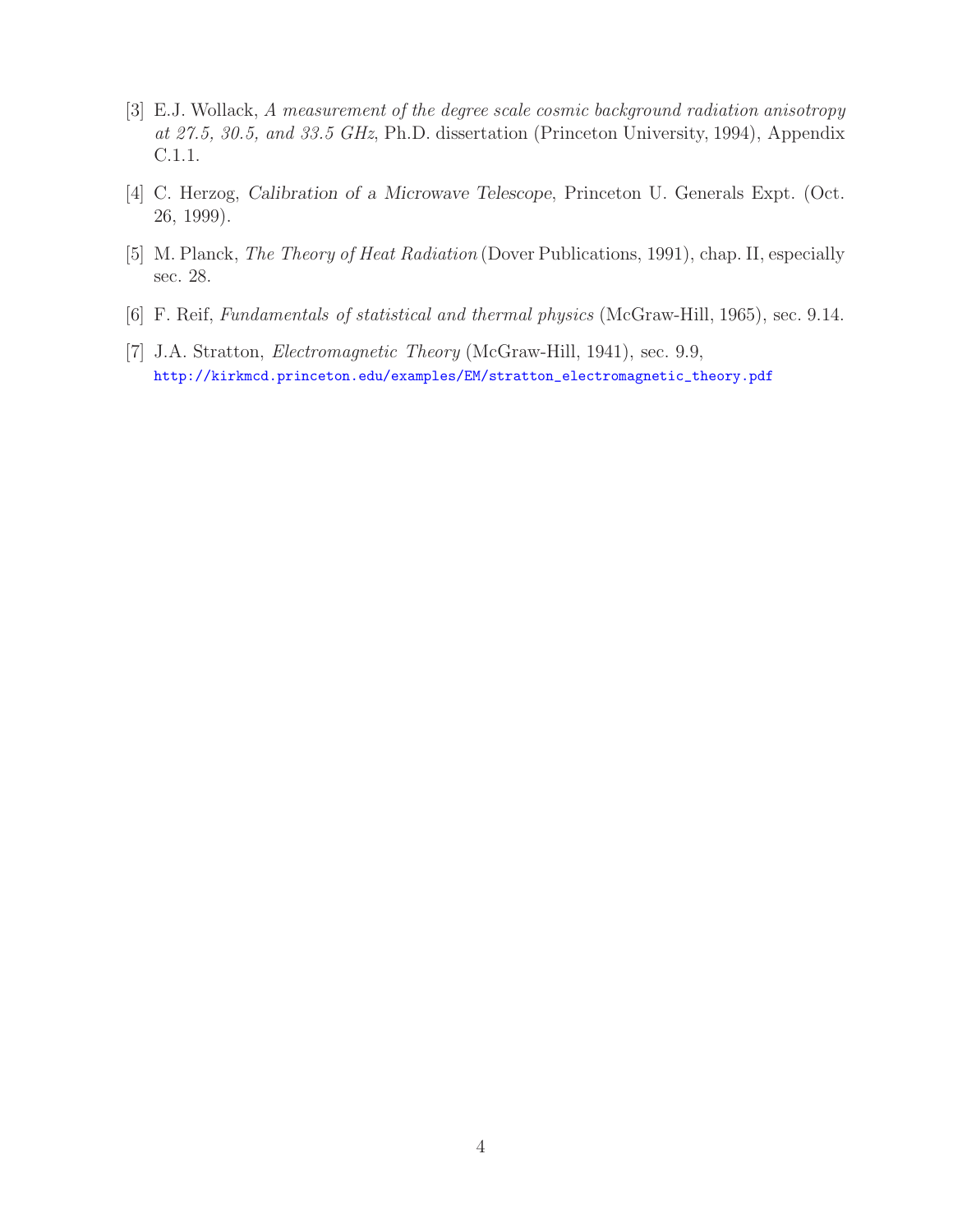[3] E.J. Wollack, *A measurement of the degree scale cosmic background radiation anisotropy at 27.5, 30.5, and 33.5 GHz*, Ph.D. dissertation (Princeton University, 1994), Appendix C.1.1.

[4] C. Herzog, *Calibration of a Microwave Telescope*, Princeton U. Generals Expt. (Oct. 26, 1999).

[5] M. Planck, *The Theory of Heat Radiation* (Dover Publications, 1991), chap. II, especially sec. 28.

[6] F. Reif, *Fundamentals of statistical and thermal physics* (McGraw-Hill, 1965), sec. 9.14.

[7] J.A. Stratton, *Electromagnetic Theory* (McGraw-Hill, 1941), sec. 9.9,
http://kirkmcd.princeton.edu/examples/EM/stratton_electromagnetic_theory.pdf